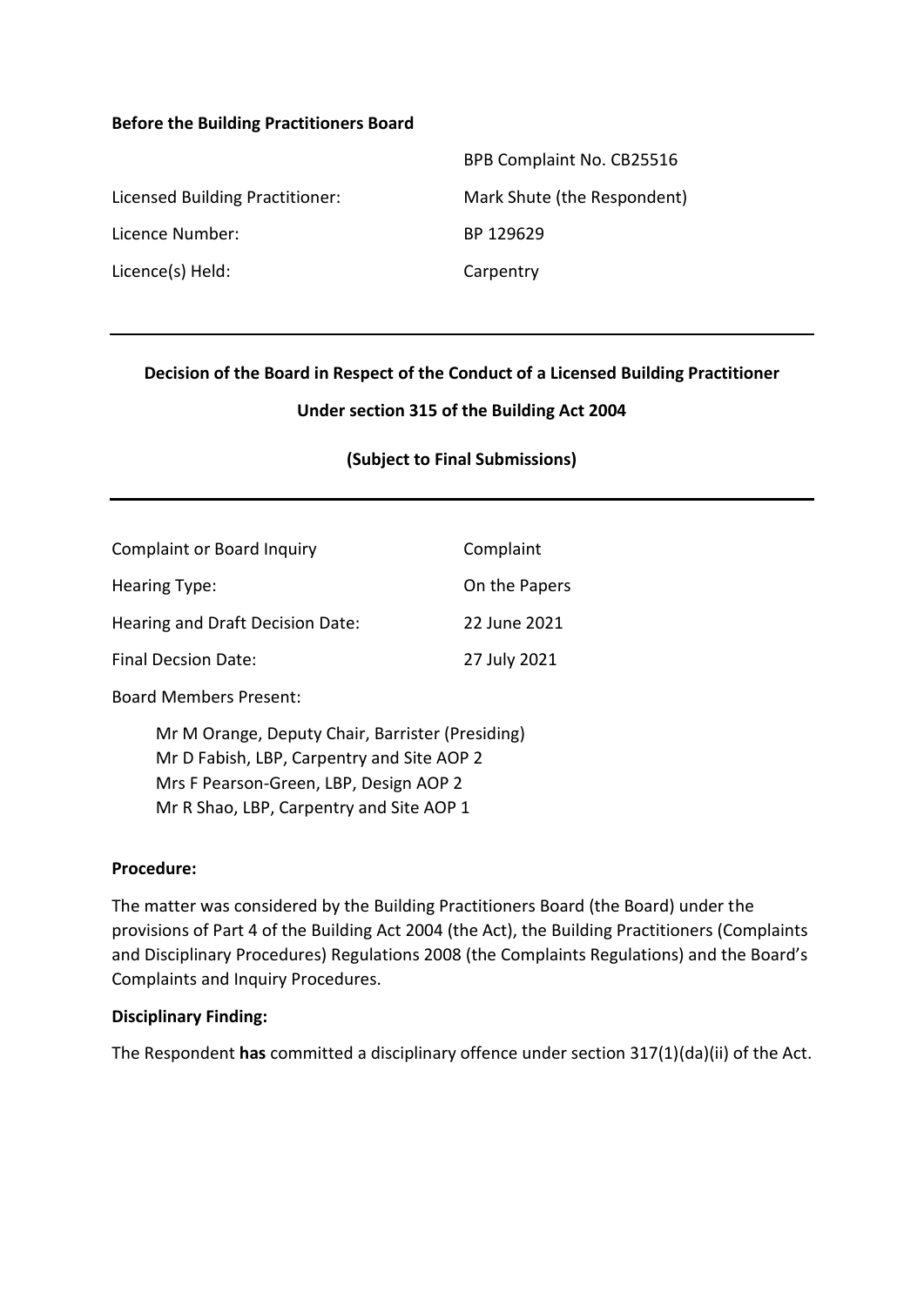**Before the Building Practitioners Board**

| | |
|---|---|
| | BPB Complaint No. CB25516 |
| Licensed Building Practitioner: | Mark Shute (the Respondent) |
| Licence Number: | BP 129629 |
| Licence(s) Held: | Carpentry |

---

**Decision of the Board in Respect of the Conduct of a Licensed Building Practitioner**

**Under section 315 of the Building Act 2004**

**(Subject to Final Submissions)**

---

| | |
|---|---|
| Complaint or Board Inquiry | Complaint |
| Hearing Type: | On the Papers |
| Hearing and Draft Decision Date: | 22 June 2021 |
| Final Decsion Date: | 27 July 2021 |

Board Members Present:

Mr M Orange, Deputy Chair, Barrister (Presiding)
Mr D Fabish, LBP, Carpentry and Site AOP 2
Mrs F Pearson-Green, LBP, Design AOP 2
Mr R Shao, LBP, Carpentry and Site AOP 1

**Procedure:**

The matter was considered by the Building Practitioners Board (the Board) under the provisions of Part 4 of the Building Act 2004 (the Act), the Building Practitioners (Complaints and Disciplinary Procedures) Regulations 2008 (the Complaints Regulations) and the Board's Complaints and Inquiry Procedures.

**Disciplinary Finding:**

The Respondent **has** committed a disciplinary offence under section 317(1)(da)(ii) of the Act.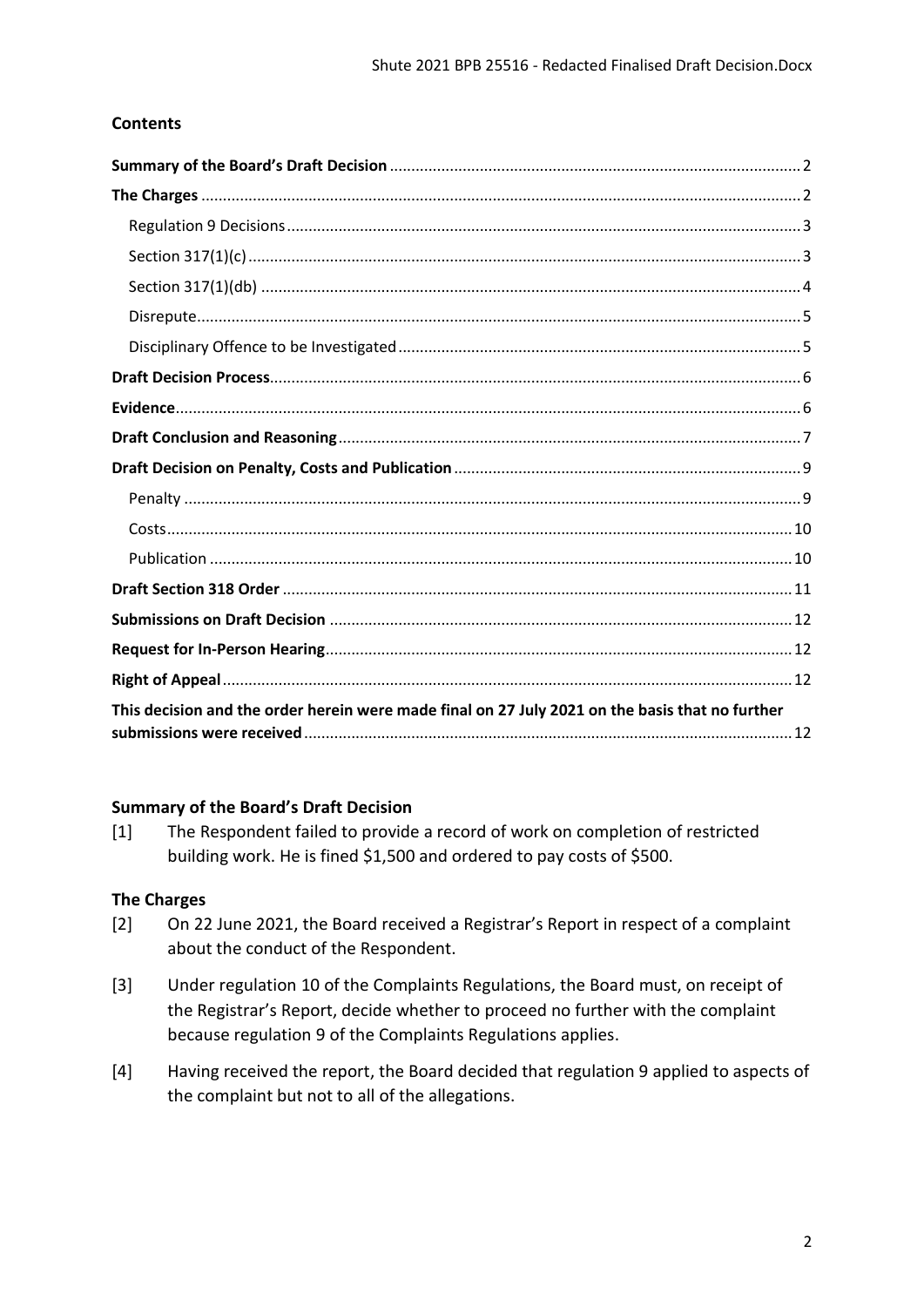## Contents

- **Summary of the Board's Draft Decision** ..... 2
- **The Charges** ..... 2
  - Regulation 9 Decisions ..... 3
  - Section 317(1)(c) ..... 3
  - Section 317(1)(db) ..... 4
  - Disrepute ..... 5
  - Disciplinary Offence to be Investigated ..... 5
- **Draft Decision Process** ..... 6
- **Evidence** ..... 6
- **Draft Conclusion and Reasoning** ..... 7
- **Draft Decision on Penalty, Costs and Publication** ..... 9
  - Penalty ..... 9
  - Costs ..... 10
  - Publication ..... 10
- **Draft Section 318 Order** ..... 11
- **Submissions on Draft Decision** ..... 12
- **Request for In-Person Hearing** ..... 12
- **Right of Appeal** ..... 12
- **This decision and the order herein were made final on 27 July 2021 on the basis that no further submissions were received** ..... 12

## Summary of the Board's Draft Decision

[1] The Respondent failed to provide a record of work on completion of restricted building work. He is fined $1,500 and ordered to pay costs of $500.

## The Charges

[2] On 22 June 2021, the Board received a Registrar's Report in respect of a complaint about the conduct of the Respondent.

[3] Under regulation 10 of the Complaints Regulations, the Board must, on receipt of the Registrar's Report, decide whether to proceed no further with the complaint because regulation 9 of the Complaints Regulations applies.

[4] Having received the report, the Board decided that regulation 9 applied to aspects of the complaint but not to all of the allegations.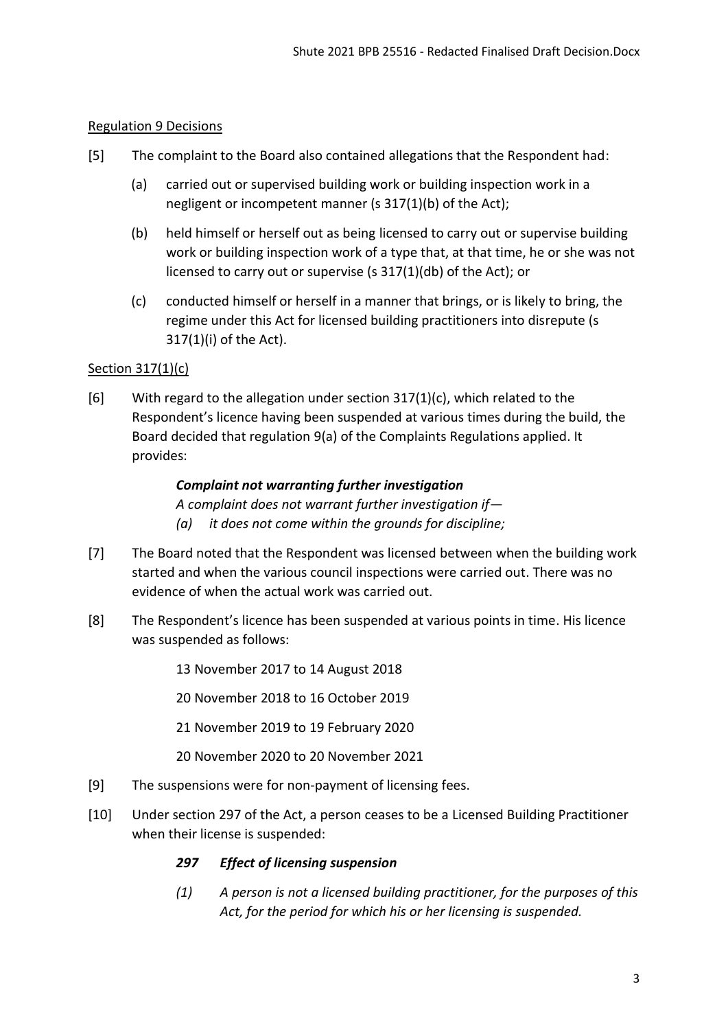Regulation 9 Decisions

[5] The complaint to the Board also contained allegations that the Respondent had:

(a) carried out or supervised building work or building inspection work in a negligent or incompetent manner (s 317(1)(b) of the Act);

(b) held himself or herself out as being licensed to carry out or supervise building work or building inspection work of a type that, at that time, he or she was not licensed to carry out or supervise (s 317(1)(db) of the Act); or

(c) conducted himself or herself in a manner that brings, or is likely to bring, the regime under this Act for licensed building practitioners into disrepute (s 317(1)(i) of the Act).

Section 317(1)(c)

[6] With regard to the allegation under section 317(1)(c), which related to the Respondent's licence having been suspended at various times during the build, the Board decided that regulation 9(a) of the Complaints Regulations applied. It provides:

> ***Complaint not warranting further investigation***
> *A complaint does not warrant further investigation if—*
> *(a) it does not come within the grounds for discipline;*

[7] The Board noted that the Respondent was licensed between when the building work started and when the various council inspections were carried out. There was no evidence of when the actual work was carried out.

[8] The Respondent's licence has been suspended at various points in time. His licence was suspended as follows:

13 November 2017 to 14 August 2018

20 November 2018 to 16 October 2019

21 November 2019 to 19 February 2020

20 November 2020 to 20 November 2021

[9] The suspensions were for non-payment of licensing fees.

[10] Under section 297 of the Act, a person ceases to be a Licensed Building Practitioner when their license is suspended:

> ***297 Effect of licensing suspension***
>
> *(1) A person is not a licensed building practitioner, for the purposes of this Act, for the period for which his or her licensing is suspended.*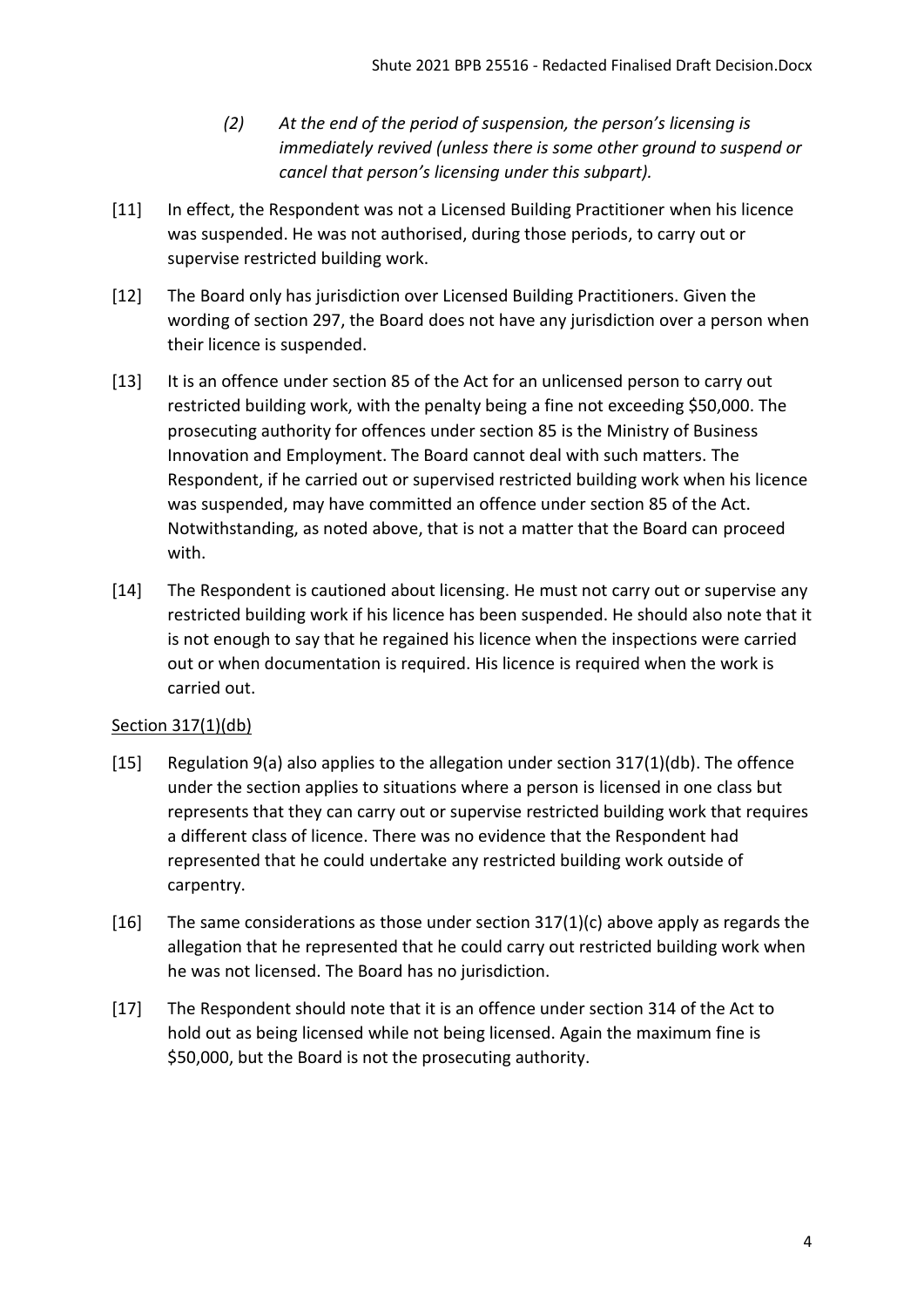> *(2) At the end of the period of suspension, the person's licensing is immediately revived (unless there is some other ground to suspend or cancel that person's licensing under this subpart).*

[11] In effect, the Respondent was not a Licensed Building Practitioner when his licence was suspended. He was not authorised, during those periods, to carry out or supervise restricted building work.

[12] The Board only has jurisdiction over Licensed Building Practitioners. Given the wording of section 297, the Board does not have any jurisdiction over a person when their licence is suspended.

[13] It is an offence under section 85 of the Act for an unlicensed person to carry out restricted building work, with the penalty being a fine not exceeding $50,000. The prosecuting authority for offences under section 85 is the Ministry of Business Innovation and Employment. The Board cannot deal with such matters. The Respondent, if he carried out or supervised restricted building work when his licence was suspended, may have committed an offence under section 85 of the Act. Notwithstanding, as noted above, that is not a matter that the Board can proceed with.

[14] The Respondent is cautioned about licensing. He must not carry out or supervise any restricted building work if his licence has been suspended. He should also note that it is not enough to say that he regained his licence when the inspections were carried out or when documentation is required. His licence is required when the work is carried out.

<u>Section 317(1)(db)</u>

[15] Regulation 9(a) also applies to the allegation under section 317(1)(db). The offence under the section applies to situations where a person is licensed in one class but represents that they can carry out or supervise restricted building work that requires a different class of licence. There was no evidence that the Respondent had represented that he could undertake any restricted building work outside of carpentry.

[16] The same considerations as those under section 317(1)(c) above apply as regards the allegation that he represented that he could carry out restricted building work when he was not licensed. The Board has no jurisdiction.

[17] The Respondent should note that it is an offence under section 314 of the Act to hold out as being licensed while not being licensed. Again the maximum fine is $50,000, but the Board is not the prosecuting authority.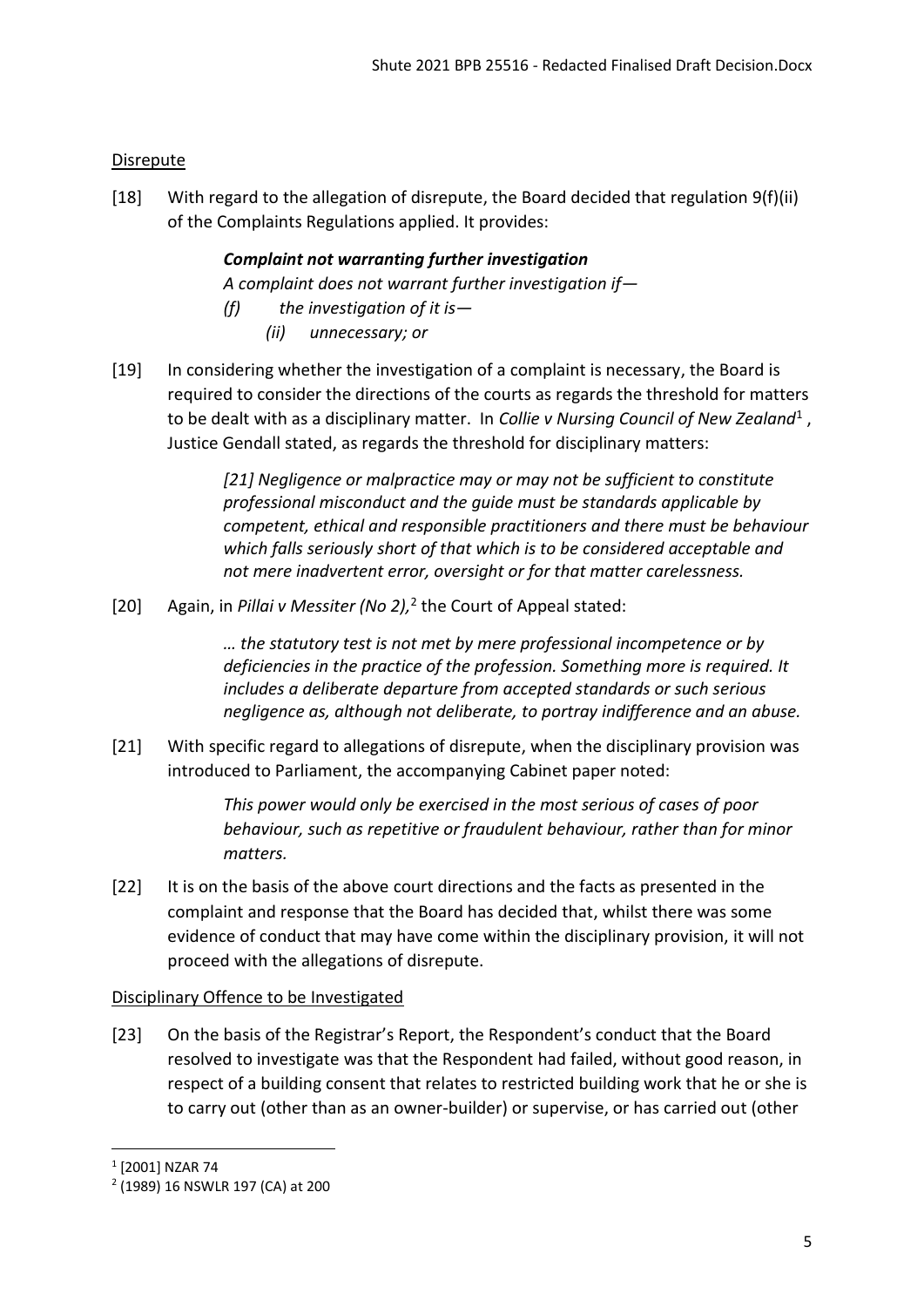Disrepute

[18] With regard to the allegation of disrepute, the Board decided that regulation 9(f)(ii) of the Complaints Regulations applied. It provides:

> ***Complaint not warranting further investigation***
>
> *A complaint does not warrant further investigation if—*
>
> *(f) the investigation of it is—*
>
> *(ii) unnecessary; or*

[19] In considering whether the investigation of a complaint is necessary, the Board is required to consider the directions of the courts as regards the threshold for matters to be dealt with as a disciplinary matter. In *Collie v Nursing Council of New Zealand*[1], Justice Gendall stated, as regards the threshold for disciplinary matters:

> *[21] Negligence or malpractice may or may not be sufficient to constitute professional misconduct and the guide must be standards applicable by competent, ethical and responsible practitioners and there must be behaviour which falls seriously short of that which is to be considered acceptable and not mere inadvertent error, oversight or for that matter carelessness.*

[20] Again, in *Pillai v Messiter (No 2),*[2] the Court of Appeal stated:

> *… the statutory test is not met by mere professional incompetence or by deficiencies in the practice of the profession. Something more is required. It includes a deliberate departure from accepted standards or such serious negligence as, although not deliberate, to portray indifference and an abuse.*

[21] With specific regard to allegations of disrepute, when the disciplinary provision was introduced to Parliament, the accompanying Cabinet paper noted:

> *This power would only be exercised in the most serious of cases of poor behaviour, such as repetitive or fraudulent behaviour, rather than for minor matters.*

[22] It is on the basis of the above court directions and the facts as presented in the complaint and response that the Board has decided that, whilst there was some evidence of conduct that may have come within the disciplinary provision, it will not proceed with the allegations of disrepute.

Disciplinary Offence to be Investigated

[23] On the basis of the Registrar's Report, the Respondent's conduct that the Board resolved to investigate was that the Respondent had failed, without good reason, in respect of a building consent that relates to restricted building work that he or she is to carry out (other than as an owner-builder) or supervise, or has carried out (other

[1] [2001] NZAR 74

[2] (1989) 16 NSWLR 197 (CA) at 200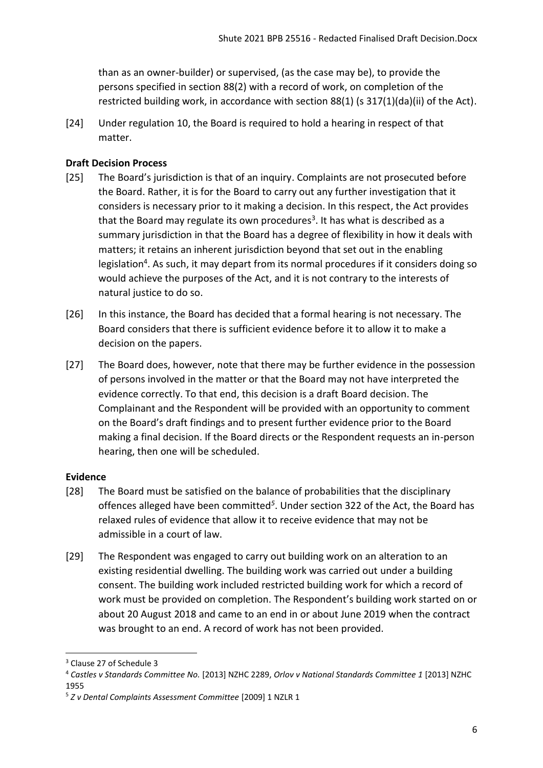than as an owner-builder) or supervised, (as the case may be), to provide the persons specified in section 88(2) with a record of work, on completion of the restricted building work, in accordance with section 88(1) (s 317(1)(da)(ii) of the Act).

[24] Under regulation 10, the Board is required to hold a hearing in respect of that matter.

### Draft Decision Process

[25] The Board's jurisdiction is that of an inquiry. Complaints are not prosecuted before the Board. Rather, it is for the Board to carry out any further investigation that it considers is necessary prior to it making a decision. In this respect, the Act provides that the Board may regulate its own procedures[3]. It has what is described as a summary jurisdiction in that the Board has a degree of flexibility in how it deals with matters; it retains an inherent jurisdiction beyond that set out in the enabling legislation[4]. As such, it may depart from its normal procedures if it considers doing so would achieve the purposes of the Act, and it is not contrary to the interests of natural justice to do so.

[26] In this instance, the Board has decided that a formal hearing is not necessary. The Board considers that there is sufficient evidence before it to allow it to make a decision on the papers.

[27] The Board does, however, note that there may be further evidence in the possession of persons involved in the matter or that the Board may not have interpreted the evidence correctly. To that end, this decision is a draft Board decision. The Complainant and the Respondent will be provided with an opportunity to comment on the Board's draft findings and to present further evidence prior to the Board making a final decision. If the Board directs or the Respondent requests an in-person hearing, then one will be scheduled.

### Evidence

[28] The Board must be satisfied on the balance of probabilities that the disciplinary offences alleged have been committed[5]. Under section 322 of the Act, the Board has relaxed rules of evidence that allow it to receive evidence that may not be admissible in a court of law.

[29] The Respondent was engaged to carry out building work on an alteration to an existing residential dwelling. The building work was carried out under a building consent. The building work included restricted building work for which a record of work must be provided on completion. The Respondent's building work started on or about 20 August 2018 and came to an end in or about June 2019 when the contract was brought to an end. A record of work has not been provided.

---

[3] Clause 27 of Schedule 3

[4] *Castles v Standards Committee No.* [2013] NZHC 2289, *Orlov v National Standards Committee 1* [2013] NZHC 1955

[5] *Z v Dental Complaints Assessment Committee* [2009] 1 NZLR 1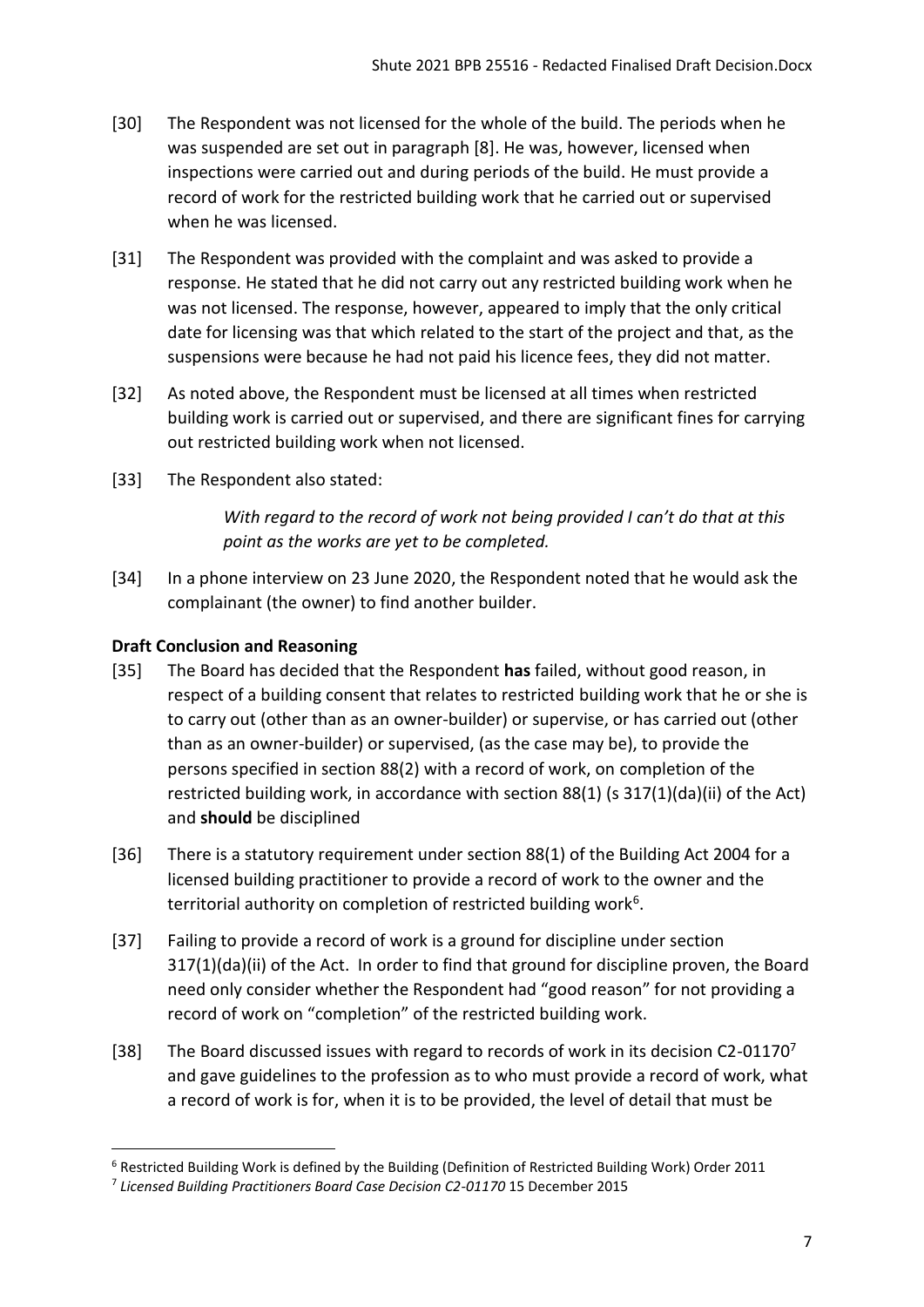[30] The Respondent was not licensed for the whole of the build. The periods when he was suspended are set out in paragraph [8]. He was, however, licensed when inspections were carried out and during periods of the build. He must provide a record of work for the restricted building work that he carried out or supervised when he was licensed.

[31] The Respondent was provided with the complaint and was asked to provide a response. He stated that he did not carry out any restricted building work when he was not licensed. The response, however, appeared to imply that the only critical date for licensing was that which related to the start of the project and that, as the suspensions were because he had not paid his licence fees, they did not matter.

[32] As noted above, the Respondent must be licensed at all times when restricted building work is carried out or supervised, and there are significant fines for carrying out restricted building work when not licensed.

[33] The Respondent also stated:

> *With regard to the record of work not being provided I can't do that at this point as the works are yet to be completed.*

[34] In a phone interview on 23 June 2020, the Respondent noted that he would ask the complainant (the owner) to find another builder.

### Draft Conclusion and Reasoning

[35] The Board has decided that the Respondent **has** failed, without good reason, in respect of a building consent that relates to restricted building work that he or she is to carry out (other than as an owner-builder) or supervise, or has carried out (other than as an owner-builder) or supervised, (as the case may be), to provide the persons specified in section 88(2) with a record of work, on completion of the restricted building work, in accordance with section 88(1) (s 317(1)(da)(ii) of the Act) and **should** be disciplined

[36] There is a statutory requirement under section 88(1) of the Building Act 2004 for a licensed building practitioner to provide a record of work to the owner and the territorial authority on completion of restricted building work[6].

[37] Failing to provide a record of work is a ground for discipline under section 317(1)(da)(ii) of the Act. In order to find that ground for discipline proven, the Board need only consider whether the Respondent had "good reason" for not providing a record of work on "completion" of the restricted building work.

[38] The Board discussed issues with regard to records of work in its decision C2-01170[7] and gave guidelines to the profession as to who must provide a record of work, what a record of work is for, when it is to be provided, the level of detail that must be

---

[6] Restricted Building Work is defined by the Building (Definition of Restricted Building Work) Order 2011

[7] *Licensed Building Practitioners Board Case Decision C2-01170* 15 December 2015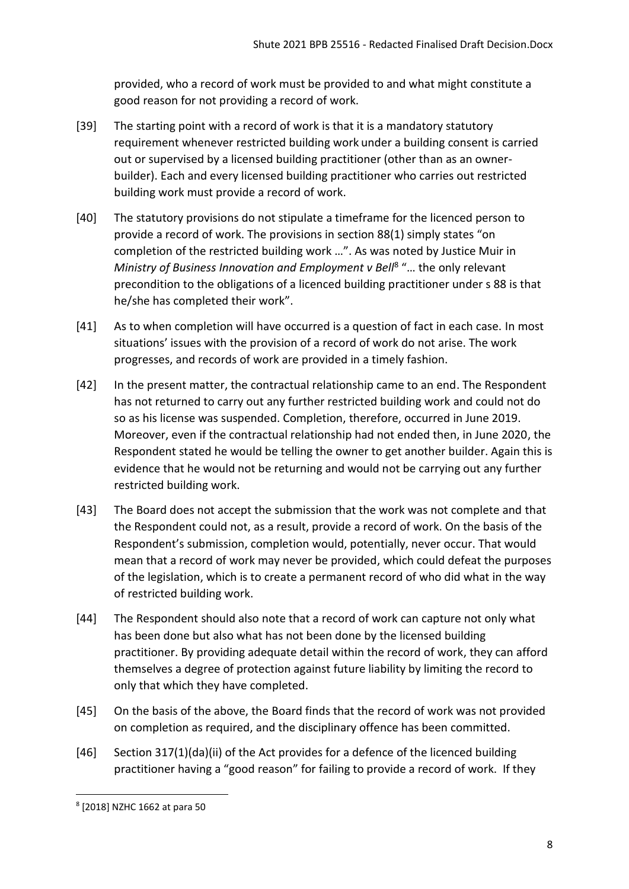provided, who a record of work must be provided to and what might constitute a good reason for not providing a record of work.

[39] The starting point with a record of work is that it is a mandatory statutory requirement whenever restricted building work under a building consent is carried out or supervised by a licensed building practitioner (other than as an owner-builder). Each and every licensed building practitioner who carries out restricted building work must provide a record of work.

[40] The statutory provisions do not stipulate a timeframe for the licenced person to provide a record of work. The provisions in section 88(1) simply states "on completion of the restricted building work …". As was noted by Justice Muir in *Ministry of Business Innovation and Employment v Bell*[8] "… the only relevant precondition to the obligations of a licenced building practitioner under s 88 is that he/she has completed their work".

[41] As to when completion will have occurred is a question of fact in each case. In most situations' issues with the provision of a record of work do not arise. The work progresses, and records of work are provided in a timely fashion.

[42] In the present matter, the contractual relationship came to an end. The Respondent has not returned to carry out any further restricted building work and could not do so as his license was suspended. Completion, therefore, occurred in June 2019. Moreover, even if the contractual relationship had not ended then, in June 2020, the Respondent stated he would be telling the owner to get another builder. Again this is evidence that he would not be returning and would not be carrying out any further restricted building work.

[43] The Board does not accept the submission that the work was not complete and that the Respondent could not, as a result, provide a record of work. On the basis of the Respondent's submission, completion would, potentially, never occur. That would mean that a record of work may never be provided, which could defeat the purposes of the legislation, which is to create a permanent record of who did what in the way of restricted building work.

[44] The Respondent should also note that a record of work can capture not only what has been done but also what has not been done by the licensed building practitioner. By providing adequate detail within the record of work, they can afford themselves a degree of protection against future liability by limiting the record to only that which they have completed.

[45] On the basis of the above, the Board finds that the record of work was not provided on completion as required, and the disciplinary offence has been committed.

[46] Section 317(1)(da)(ii) of the Act provides for a defence of the licenced building practitioner having a "good reason" for failing to provide a record of work. If they

[8] [2018] NZHC 1662 at para 50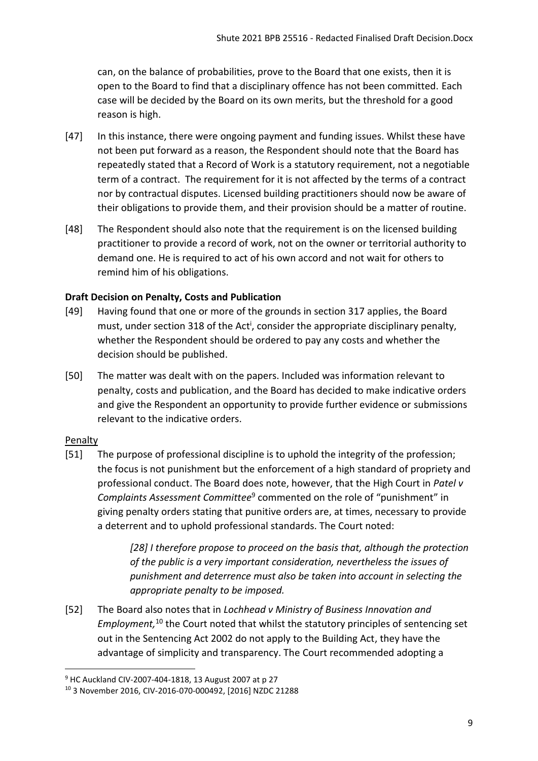can, on the balance of probabilities, prove to the Board that one exists, then it is open to the Board to find that a disciplinary offence has not been committed. Each case will be decided by the Board on its own merits, but the threshold for a good reason is high.

[47] In this instance, there were ongoing payment and funding issues. Whilst these have not been put forward as a reason, the Respondent should note that the Board has repeatedly stated that a Record of Work is a statutory requirement, not a negotiable term of a contract. The requirement for it is not affected by the terms of a contract nor by contractual disputes. Licensed building practitioners should now be aware of their obligations to provide them, and their provision should be a matter of routine.

[48] The Respondent should also note that the requirement is on the licensed building practitioner to provide a record of work, not on the owner or territorial authority to demand one. He is required to act of his own accord and not wait for others to remind him of his obligations.

### Draft Decision on Penalty, Costs and Publication

[49] Having found that one or more of the grounds in section 317 applies, the Board must, under section 318 of the Act[i], consider the appropriate disciplinary penalty, whether the Respondent should be ordered to pay any costs and whether the decision should be published.

[50] The matter was dealt with on the papers. Included was information relevant to penalty, costs and publication, and the Board has decided to make indicative orders and give the Respondent an opportunity to provide further evidence or submissions relevant to the indicative orders.

#### Penalty

[51] The purpose of professional discipline is to uphold the integrity of the profession; the focus is not punishment but the enforcement of a high standard of propriety and professional conduct. The Board does note, however, that the High Court in *Patel v Complaints Assessment Committee*[9] commented on the role of "punishment" in giving penalty orders stating that punitive orders are, at times, necessary to provide a deterrent and to uphold professional standards. The Court noted:

> *[28] I therefore propose to proceed on the basis that, although the protection of the public is a very important consideration, nevertheless the issues of punishment and deterrence must also be taken into account in selecting the appropriate penalty to be imposed.*

[52] The Board also notes that in *Lochhead v Ministry of Business Innovation and Employment,*[10] the Court noted that whilst the statutory principles of sentencing set out in the Sentencing Act 2002 do not apply to the Building Act, they have the advantage of simplicity and transparency. The Court recommended adopting a

---

[9] HC Auckland CIV-2007-404-1818, 13 August 2007 at p 27

[10] 3 November 2016, CIV-2016-070-000492, [2016] NZDC 21288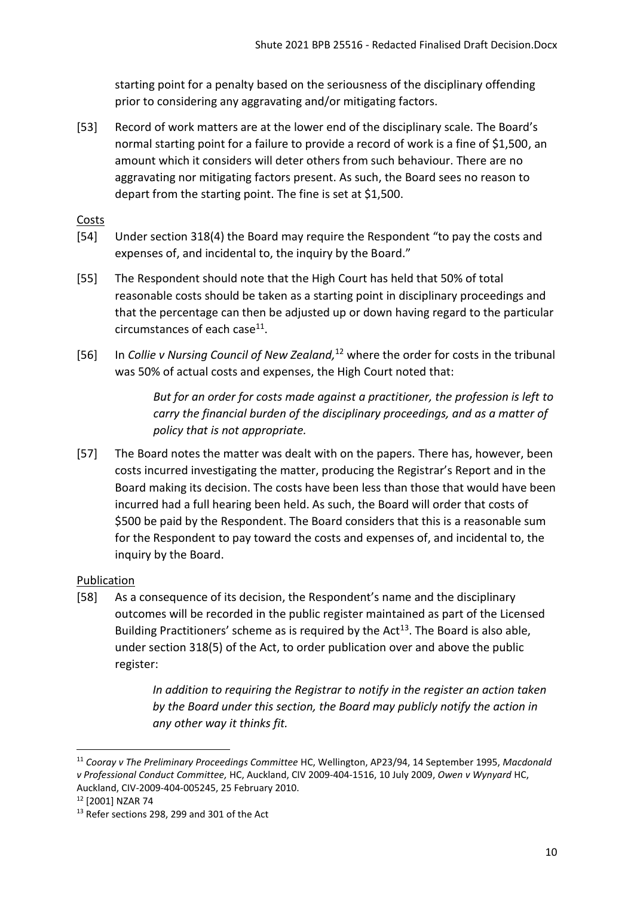starting point for a penalty based on the seriousness of the disciplinary offending prior to considering any aggravating and/or mitigating factors.

[53] Record of work matters are at the lower end of the disciplinary scale. The Board's normal starting point for a failure to provide a record of work is a fine of $1,500, an amount which it considers will deter others from such behaviour. There are no aggravating nor mitigating factors present. As such, the Board sees no reason to depart from the starting point. The fine is set at $1,500.

Costs

[54] Under section 318(4) the Board may require the Respondent "to pay the costs and expenses of, and incidental to, the inquiry by the Board."

[55] The Respondent should note that the High Court has held that 50% of total reasonable costs should be taken as a starting point in disciplinary proceedings and that the percentage can then be adjusted up or down having regard to the particular circumstances of each case[11].

[56] In *Collie v Nursing Council of New Zealand,*[12] where the order for costs in the tribunal was 50% of actual costs and expenses, the High Court noted that:

> *But for an order for costs made against a practitioner, the profession is left to carry the financial burden of the disciplinary proceedings, and as a matter of policy that is not appropriate.*

[57] The Board notes the matter was dealt with on the papers. There has, however, been costs incurred investigating the matter, producing the Registrar's Report and in the Board making its decision. The costs have been less than those that would have been incurred had a full hearing been held. As such, the Board will order that costs of $500 be paid by the Respondent. The Board considers that this is a reasonable sum for the Respondent to pay toward the costs and expenses of, and incidental to, the inquiry by the Board.

Publication

[58] As a consequence of its decision, the Respondent's name and the disciplinary outcomes will be recorded in the public register maintained as part of the Licensed Building Practitioners' scheme as is required by the Act[13]. The Board is also able, under section 318(5) of the Act, to order publication over and above the public register:

> *In addition to requiring the Registrar to notify in the register an action taken by the Board under this section, the Board may publicly notify the action in any other way it thinks fit.*

---

[11] *Cooray v The Preliminary Proceedings Committee* HC, Wellington, AP23/94, 14 September 1995, *Macdonald v Professional Conduct Committee,* HC, Auckland, CIV 2009-404-1516, 10 July 2009, *Owen v Wynyard* HC, Auckland, CIV-2009-404-005245, 25 February 2010.

[12] [2001] NZAR 74

[13] Refer sections 298, 299 and 301 of the Act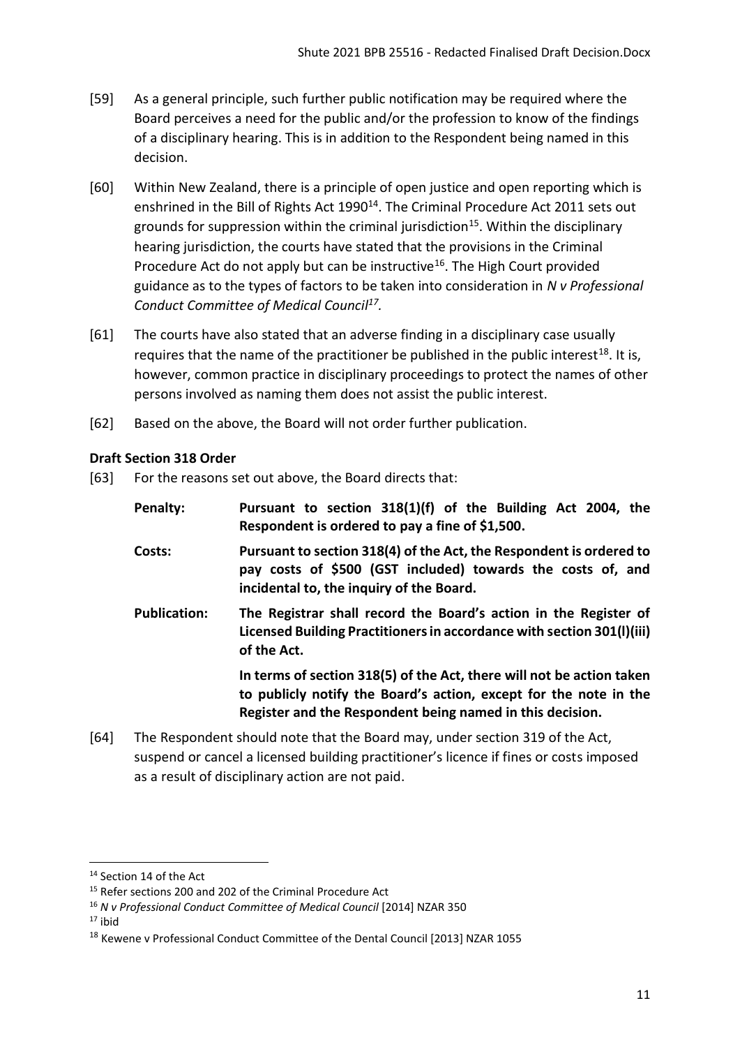[59] As a general principle, such further public notification may be required where the Board perceives a need for the public and/or the profession to know of the findings of a disciplinary hearing. This is in addition to the Respondent being named in this decision.

[60] Within New Zealand, there is a principle of open justice and open reporting which is enshrined in the Bill of Rights Act 1990[14]. The Criminal Procedure Act 2011 sets out grounds for suppression within the criminal jurisdiction[15]. Within the disciplinary hearing jurisdiction, the courts have stated that the provisions in the Criminal Procedure Act do not apply but can be instructive[16]. The High Court provided guidance as to the types of factors to be taken into consideration in *N v Professional Conduct Committee of Medical Council*[17].

[61] The courts have also stated that an adverse finding in a disciplinary case usually requires that the name of the practitioner be published in the public interest[18]. It is, however, common practice in disciplinary proceedings to protect the names of other persons involved as naming them does not assist the public interest.

[62] Based on the above, the Board will not order further publication.

**Draft Section 318 Order**

[63] For the reasons set out above, the Board directs that:

**Penalty:** **Pursuant to section 318(1)(f) of the Building Act 2004, the Respondent is ordered to pay a fine of $1,500.**

**Costs:** **Pursuant to section 318(4) of the Act, the Respondent is ordered to pay costs of $500 (GST included) towards the costs of, and incidental to, the inquiry of the Board.**

**Publication:** **The Registrar shall record the Board's action in the Register of Licensed Building Practitioners in accordance with section 301(l)(iii) of the Act.**

**In terms of section 318(5) of the Act, there will not be action taken to publicly notify the Board's action, except for the note in the Register and the Respondent being named in this decision.**

[64] The Respondent should note that the Board may, under section 319 of the Act, suspend or cancel a licensed building practitioner's licence if fines or costs imposed as a result of disciplinary action are not paid.

---

[14] Section 14 of the Act

[15] Refer sections 200 and 202 of the Criminal Procedure Act

[16] *N v Professional Conduct Committee of Medical Council* [2014] NZAR 350

[17] ibid

[18] Kewene v Professional Conduct Committee of the Dental Council [2013] NZAR 1055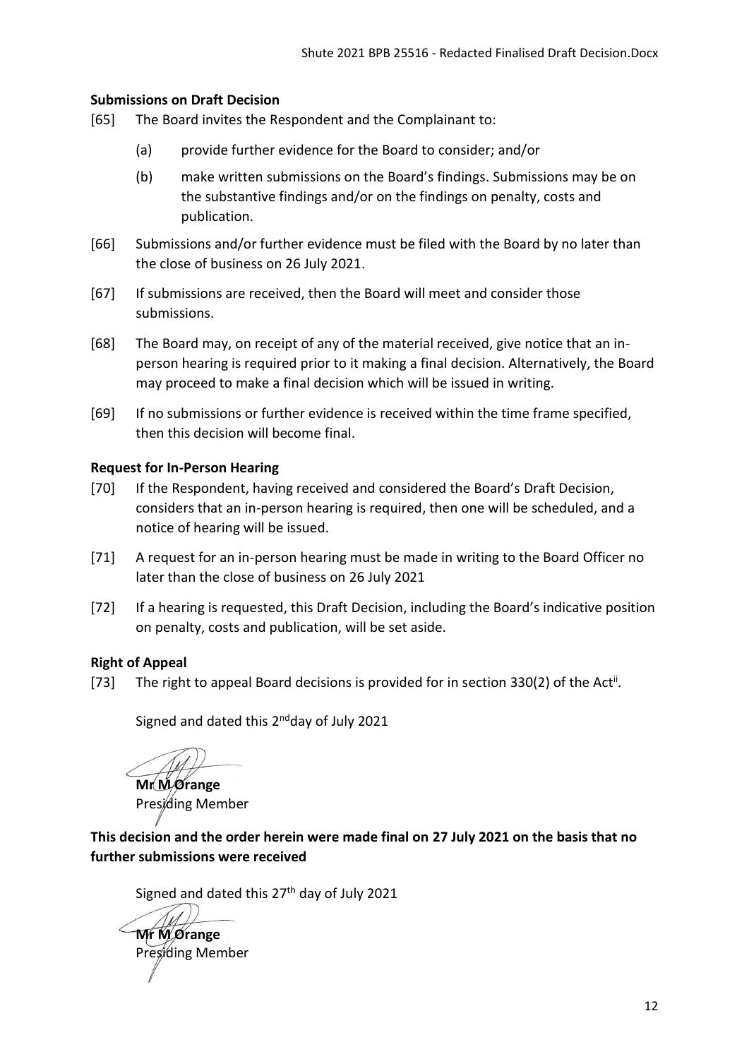### Submissions on Draft Decision

[65] The Board invites the Respondent and the Complainant to:

(a) provide further evidence for the Board to consider; and/or

(b) make written submissions on the Board's findings. Submissions may be on the substantive findings and/or on the findings on penalty, costs and publication.

[66] Submissions and/or further evidence must be filed with the Board by no later than the close of business on 26 July 2021.

[67] If submissions are received, then the Board will meet and consider those submissions.

[68] The Board may, on receipt of any of the material received, give notice that an in-person hearing is required prior to it making a final decision. Alternatively, the Board may proceed to make a final decision which will be issued in writing.

[69] If no submissions or further evidence is received within the time frame specified, then this decision will become final.

### Request for In-Person Hearing

[70] If the Respondent, having received and considered the Board's Draft Decision, considers that an in-person hearing is required, then one will be scheduled, and a notice of hearing will be issued.

[71] A request for an in-person hearing must be made in writing to the Board Officer no later than the close of business on 26 July 2021

[72] If a hearing is requested, this Draft Decision, including the Board's indicative position on penalty, costs and publication, will be set aside.

### Right of Appeal

[73] The right to appeal Board decisions is provided for in section 330(2) of the Act[ii].

Signed and dated this 2nd day of July 2021

**Mr M Orange**
Presiding Member

**This decision and the order herein were made final on 27 July 2021 on the basis that no further submissions were received**

Signed and dated this 27th day of July 2021

**Mr M Orange**
Presiding Member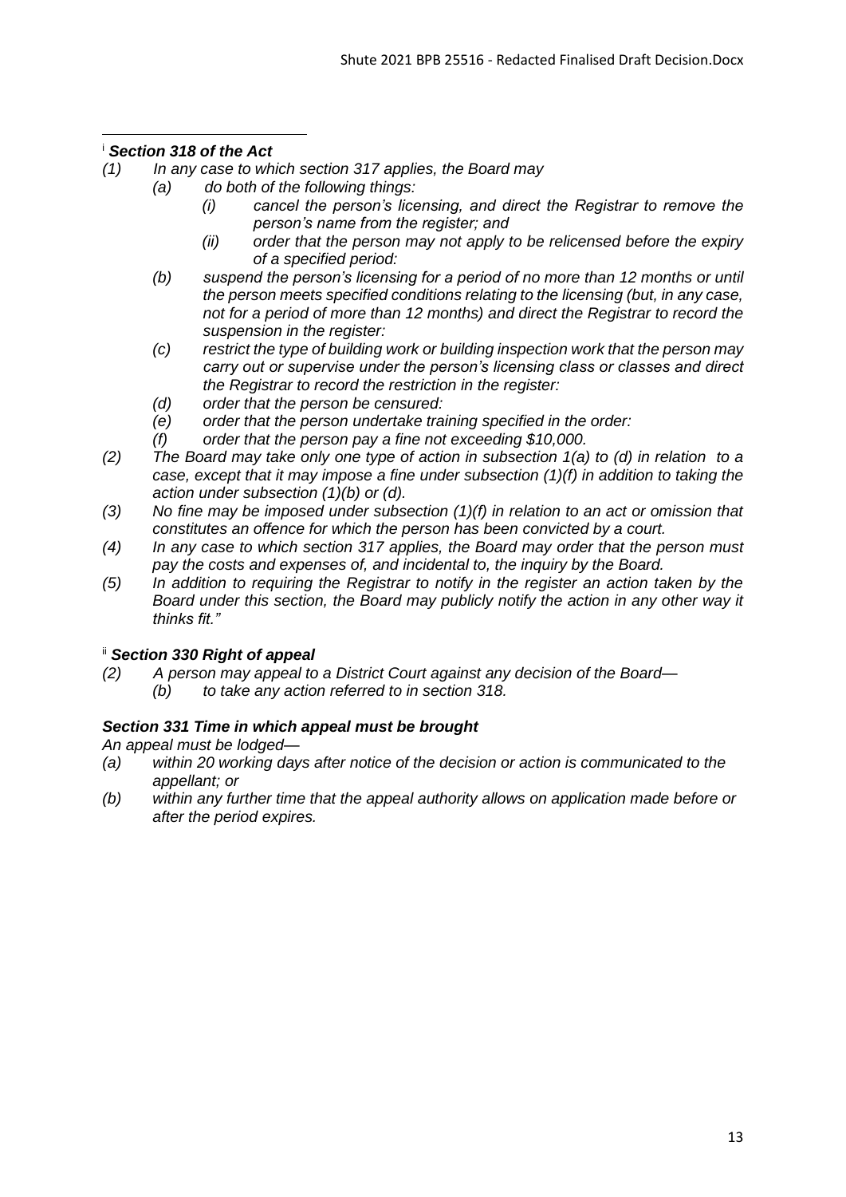[i] ***Section 318 of the Act***

*(1) In any case to which section 317 applies, the Board may*

*(a) do both of the following things:*

*(i) cancel the person's licensing, and direct the Registrar to remove the person's name from the register; and*

*(ii) order that the person may not apply to be relicensed before the expiry of a specified period:*

*(b) suspend the person's licensing for a period of no more than 12 months or until the person meets specified conditions relating to the licensing (but, in any case, not for a period of more than 12 months) and direct the Registrar to record the suspension in the register:*

*(c) restrict the type of building work or building inspection work that the person may carry out or supervise under the person's licensing class or classes and direct the Registrar to record the restriction in the register:*

*(d) order that the person be censured:*

*(e) order that the person undertake training specified in the order:*

*(f) order that the person pay a fine not exceeding $10,000.*

*(2) The Board may take only one type of action in subsection 1(a) to (d) in relation to a case, except that it may impose a fine under subsection (1)(f) in addition to taking the action under subsection (1)(b) or (d).*

*(3) No fine may be imposed under subsection (1)(f) in relation to an act or omission that constitutes an offence for which the person has been convicted by a court.*

*(4) In any case to which section 317 applies, the Board may order that the person must pay the costs and expenses of, and incidental to, the inquiry by the Board.*

*(5) In addition to requiring the Registrar to notify in the register an action taken by the Board under this section, the Board may publicly notify the action in any other way it thinks fit."*

[ii] ***Section 330 Right of appeal***

*(2) A person may appeal to a District Court against any decision of the Board—*

*(b) to take any action referred to in section 318.*

***Section 331 Time in which appeal must be brought***

*An appeal must be lodged—*

*(a) within 20 working days after notice of the decision or action is communicated to the appellant; or*

*(b) within any further time that the appeal authority allows on application made before or after the period expires.*